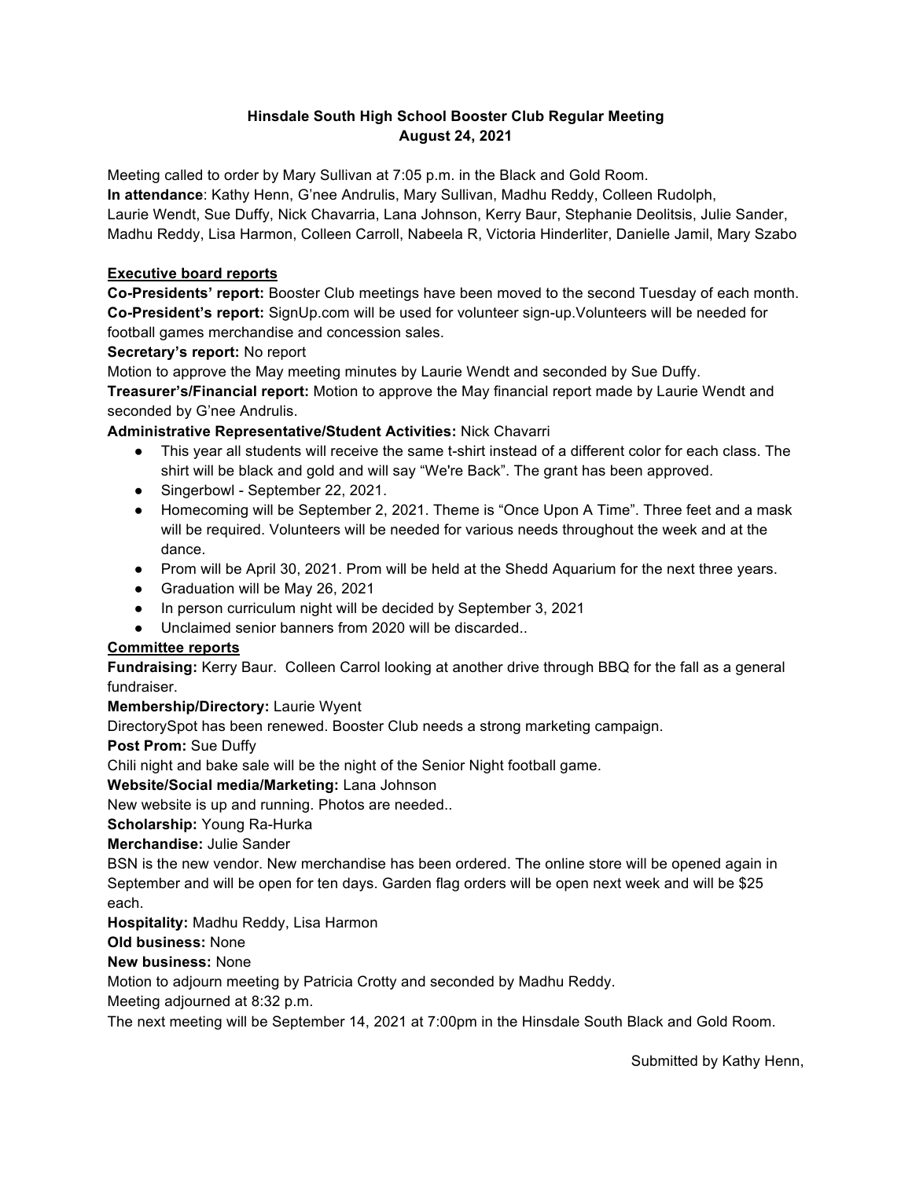**Hinsdale South High School Booster Club Regular Meeting**
**August 24, 2021**

Meeting called to order by Mary Sullivan at 7:05 p.m. in the Black and Gold Room.
**In attendance**: Kathy Henn, G'nee Andrulis, Mary Sullivan, Madhu Reddy, Colleen Rudolph, Laurie Wendt, Sue Duffy, Nick Chavarria, Lana Johnson, Kerry Baur, Stephanie Deolitsis, Julie Sander, Madhu Reddy, Lisa Harmon, Colleen Carroll, Nabeela R, Victoria Hinderliter, Danielle Jamil, Mary Szabo

**Executive board reports**

**Co-Presidents' report:** Booster Club meetings have been moved to the second Tuesday of each month.
**Co-President's report:** SignUp.com will be used for volunteer sign-up.Volunteers will be needed for football games merchandise and concession sales.
**Secretary's report:** No report
Motion to approve the May meeting minutes by Laurie Wendt and seconded by Sue Duffy.
**Treasurer's/Financial report:** Motion to approve the May financial report made by Laurie Wendt and seconded by G'nee Andrulis.
**Administrative Representative/Student Activities:** Nick Chavarri

- This year all students will receive the same t-shirt instead of a different color for each class. The shirt will be black and gold and will say "We're Back". The grant has been approved.
- Singerbowl - September 22, 2021.
- Homecoming will be September 2, 2021. Theme is "Once Upon A Time". Three feet and a mask will be required. Volunteers will be needed for various needs throughout the week and at the dance.
- Prom will be April 30, 2021. Prom will be held at the Shedd Aquarium for the next three years.
- Graduation will be May 26, 2021
- In person curriculum night will be decided by September 3, 2021
- Unclaimed senior banners from 2020 will be discarded..

**Committee reports**

**Fundraising:** Kerry Baur. Colleen Carrol looking at another drive through BBQ for the fall as a general fundraiser.
**Membership/Directory:** Laurie Wyent
DirectorySpot has been renewed. Booster Club needs a strong marketing campaign.
**Post Prom:** Sue Duffy
Chili night and bake sale will be the night of the Senior Night football game.
**Website/Social media/Marketing:** Lana Johnson
New website is up and running. Photos are needed..
**Scholarship:** Young Ra-Hurka
**Merchandise:** Julie Sander
BSN is the new vendor. New merchandise has been ordered. The online store will be opened again in September and will be open for ten days. Garden flag orders will be open next week and will be $25 each.
**Hospitality:** Madhu Reddy, Lisa Harmon
**Old business:** None
**New business:** None
Motion to adjourn meeting by Patricia Crotty and seconded by Madhu Reddy.
Meeting adjourned at 8:32 p.m.
The next meeting will be September 14, 2021 at 7:00pm in the Hinsdale South Black and Gold Room.

Submitted by Kathy Henn,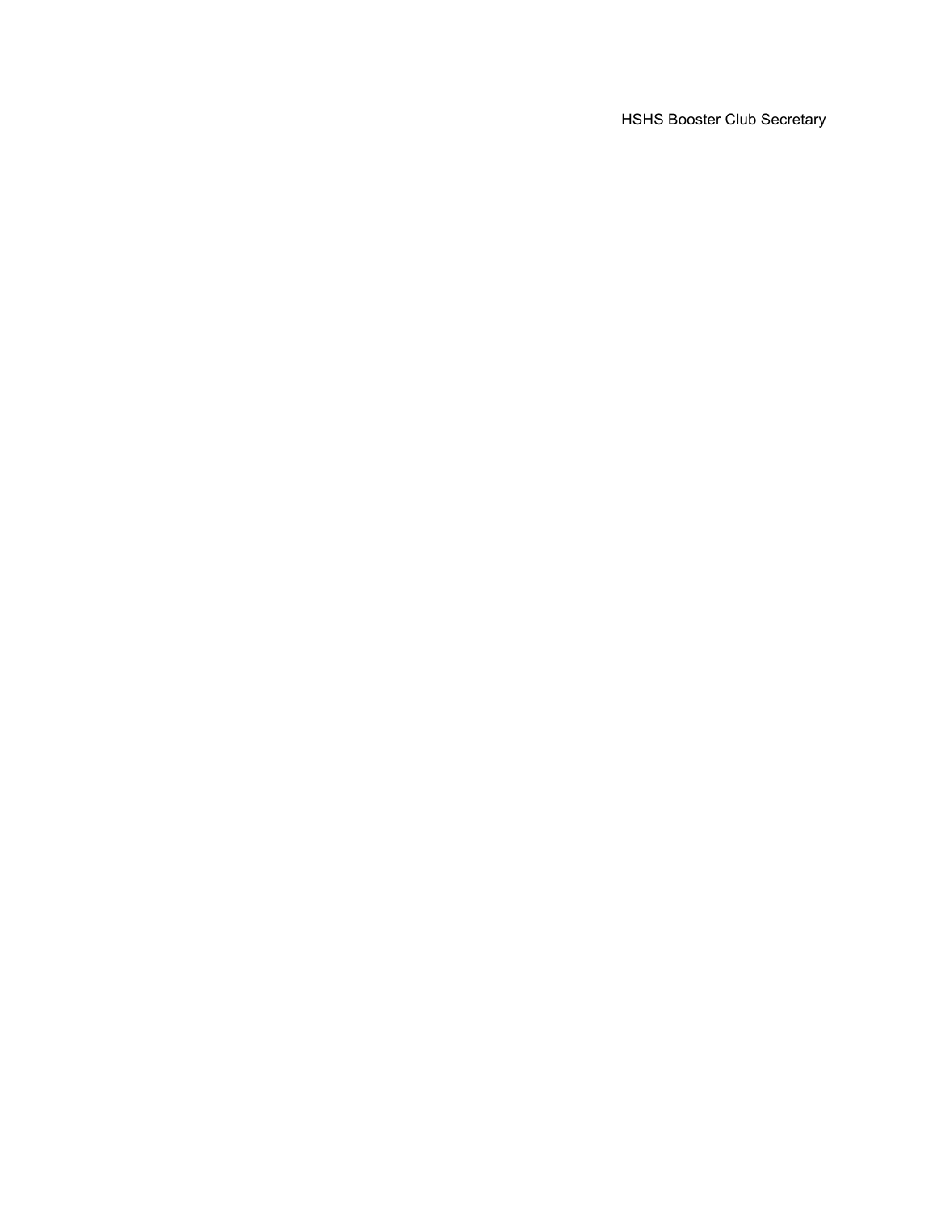HSHS Booster Club Secretary